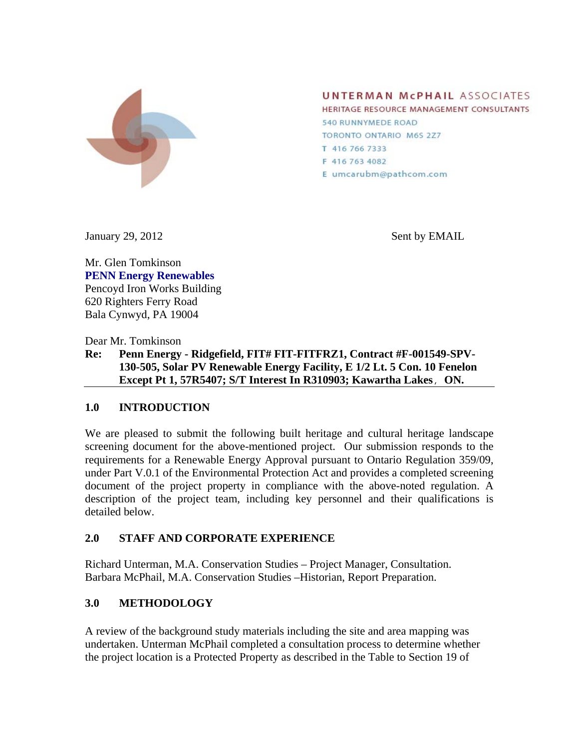UNTERMAN McPHAIL ASSOCIATES
HERITAGE RESOURCE MANAGEMENT CONSULTANTS
540 RUNNYMEDE ROAD
TORONTO ONTARIO M6S 2Z7
T 416 766 7333
F 416 763 4082
E umcarubm@pathcom.com

January 29, 2012 Sent by EMAIL

Mr. Glen Tomkinson
**PENN Energy Renewables**
Pencoyd Iron Works Building
620 Righters Ferry Road
Bala Cynwyd, PA 19004

Dear Mr. Tomkinson

**Re: Penn Energy - Ridgefield, FIT# FIT-FITFRZ1, Contract #F-001549-SPV-130-505, Solar PV Renewable Energy Facility, E 1/2 Lt. 5 Con. 10 Fenelon Except Pt 1, 57R5407; S/T Interest In R310903; Kawartha Lakes, ON.**

## 1.0 INTRODUCTION

We are pleased to submit the following built heritage and cultural heritage landscape screening document for the above-mentioned project. Our submission responds to the requirements for a Renewable Energy Approval pursuant to Ontario Regulation 359/09, under Part V.0.1 of the Environmental Protection Act and provides a completed screening document of the project property in compliance with the above-noted regulation. A description of the project team, including key personnel and their qualifications is detailed below.

## 2.0 STAFF AND CORPORATE EXPERIENCE

Richard Unterman, M.A. Conservation Studies – Project Manager, Consultation.
Barbara McPhail, M.A. Conservation Studies –Historian, Report Preparation.

## 3.0 METHODOLOGY

A review of the background study materials including the site and area mapping was undertaken. Unterman McPhail completed a consultation process to determine whether the project location is a Protected Property as described in the Table to Section 19 of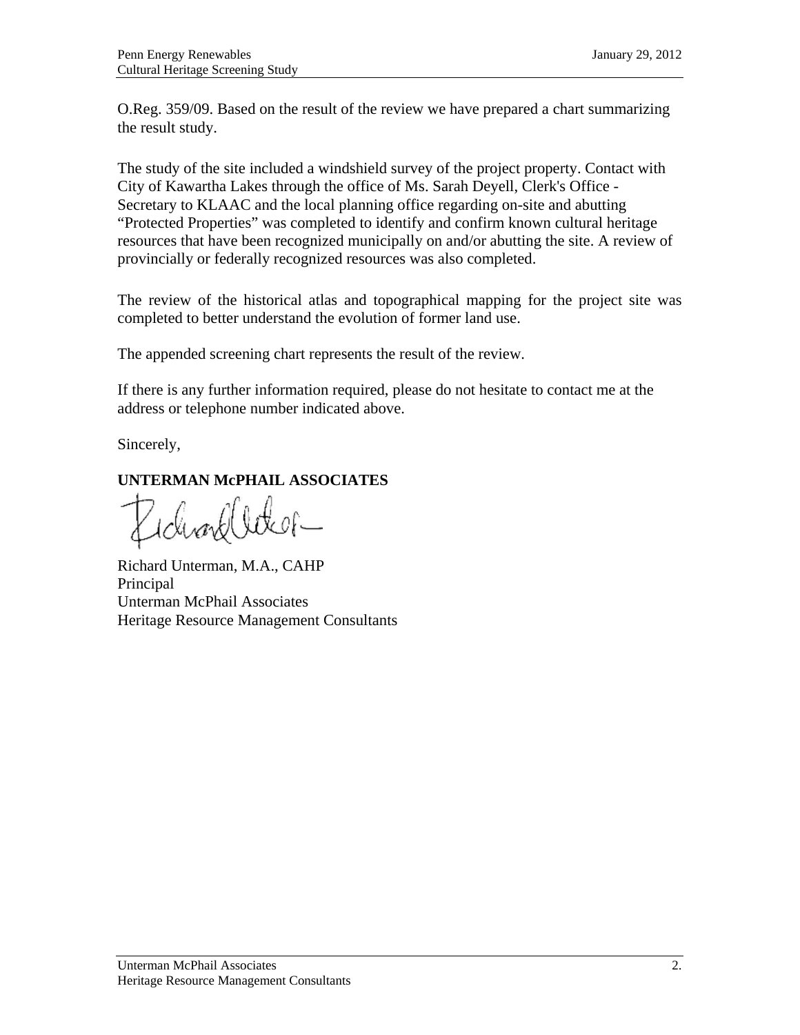O.Reg. 359/09. Based on the result of the review we have prepared a chart summarizing the result study.

The study of the site included a windshield survey of the project property. Contact with City of Kawartha Lakes through the office of Ms. Sarah Deyell, Clerk's Office - Secretary to KLAAC and the local planning office regarding on-site and abutting "Protected Properties" was completed to identify and confirm known cultural heritage resources that have been recognized municipally on and/or abutting the site. A review of provincially or federally recognized resources was also completed.

The review of the historical atlas and topographical mapping for the project site was completed to better understand the evolution of former land use.

The appended screening chart represents the result of the review.

If there is any further information required, please do not hesitate to contact me at the address or telephone number indicated above.

Sincerely,

**UNTERMAN McPHAIL ASSOCIATES**

Richard Unterman, M.A., CAHP
Principal
Unterman McPhail Associates
Heritage Resource Management Consultants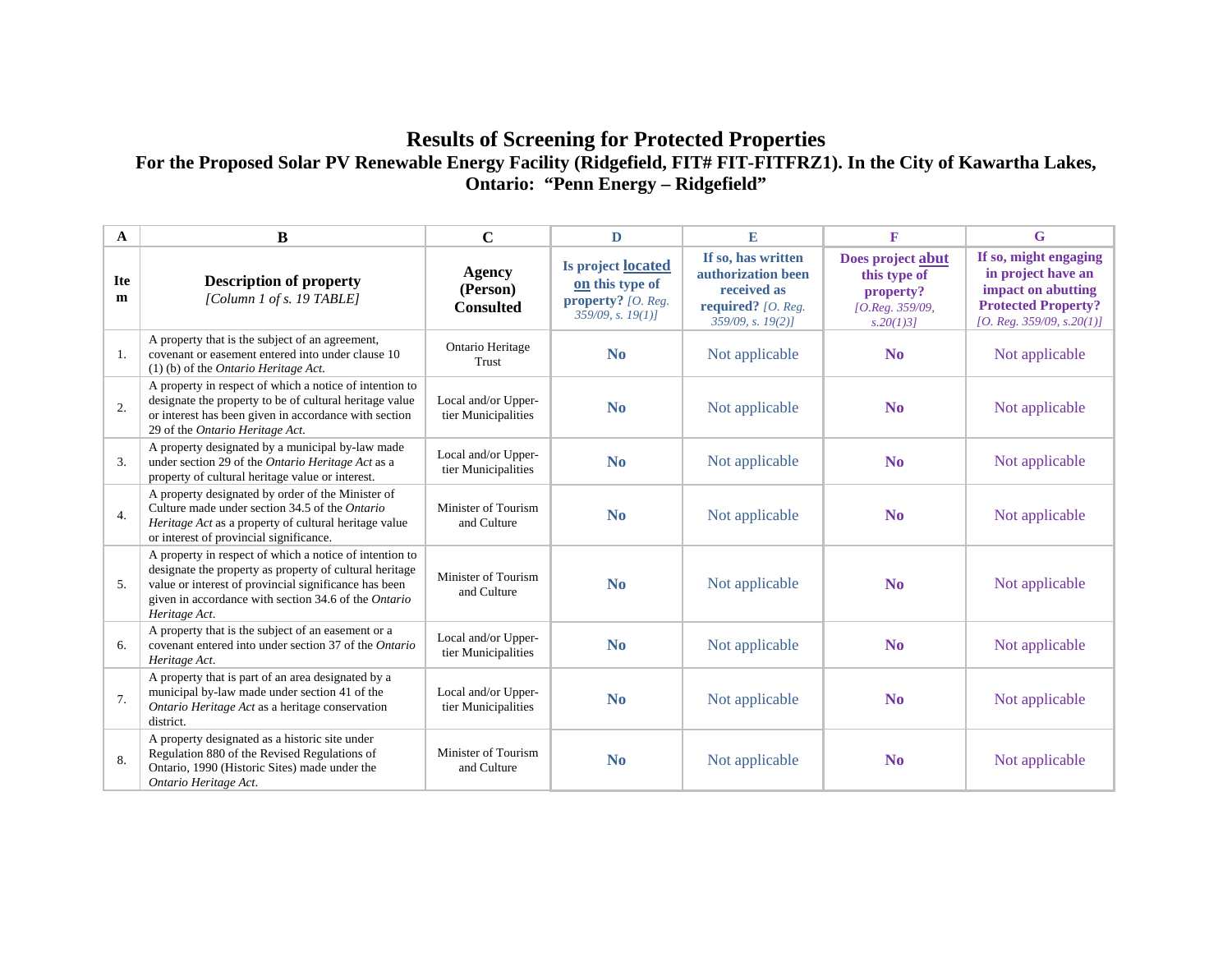# Results of Screening for Protected Properties

## For the Proposed Solar PV Renewable Energy Facility (Ridgefield, FIT# FIT-FITFRZ1). In the City of Kawartha Lakes, Ontario: "Penn Energy – Ridgefield"

| A | B | C | D | E | F | G |
|---|---|---|---|---|---|---|
| **Item** | **Description of property** *[Column 1 of s. 19 TABLE]* | **Agency (Person) Consulted** | **Is project located on this type of property?** *[O. Reg. 359/09, s. 19(1)]* | **If so, has written authorization been received as required?** *[O. Reg. 359/09, s. 19(2)]* | **Does project abut this type of property?** *[O.Reg. 359/09, s.20(1)3]* | **If so, might engaging in project have an impact on abutting Protected Property?** *[O. Reg. 359/09, s.20(1)]* |
| 1. | A property that is the subject of an agreement, covenant or easement entered into under clause 10 (1) (b) of the *Ontario Heritage Act.* | Ontario Heritage Trust | **No** | Not applicable | **No** | Not applicable |
| 2. | A property in respect of which a notice of intention to designate the property to be of cultural heritage value or interest has been given in accordance with section 29 of the *Ontario Heritage Act.* | Local and/or Upper-tier Municipalities | **No** | Not applicable | **No** | Not applicable |
| 3. | A property designated by a municipal by-law made under section 29 of the *Ontario Heritage Act* as a property of cultural heritage value or interest. | Local and/or Upper-tier Municipalities | **No** | Not applicable | **No** | Not applicable |
| 4. | A property designated by order of the Minister of Culture made under section 34.5 of the *Ontario Heritage Act* as a property of cultural heritage value or interest of provincial significance. | Minister of Tourism and Culture | **No** | Not applicable | **No** | Not applicable |
| 5. | A property in respect of which a notice of intention to designate the property as property of cultural heritage value or interest of provincial significance has been given in accordance with section 34.6 of the *Ontario Heritage Act*. | Minister of Tourism and Culture | **No** | Not applicable | **No** | Not applicable |
| 6. | A property that is the subject of an easement or a covenant entered into under section 37 of the *Ontario Heritage Act*. | Local and/or Upper-tier Municipalities | **No** | Not applicable | **No** | Not applicable |
| 7. | A property that is part of an area designated by a municipal by-law made under section 41 of the *Ontario Heritage Act* as a heritage conservation district. | Local and/or Upper-tier Municipalities | **No** | Not applicable | **No** | Not applicable |
| 8. | A property designated as a historic site under Regulation 880 of the Revised Regulations of Ontario, 1990 (Historic Sites) made under the *Ontario Heritage Act*. | Minister of Tourism and Culture | **No** | Not applicable | **No** | Not applicable |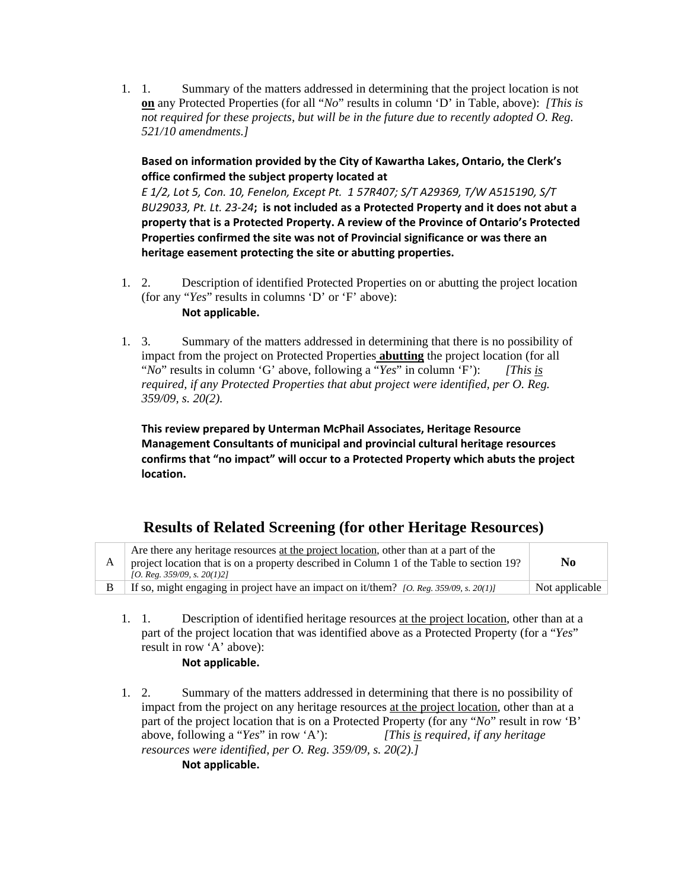1. 1. Summary of the matters addressed in determining that the project location is not **on** any Protected Properties (for all "*No*" results in column 'D' in Table, above): *[This is not required for these projects, but will be in the future due to recently adopted O. Reg. 521/10 amendments.]*

   **Based on information provided by the City of Kawartha Lakes, Ontario, the Clerk's office confirmed the subject property located at** *E 1/2, Lot 5, Con. 10, Fenelon, Except Pt. 1 57R407; S/T A29369, T/W A515190, S/T BU29033, Pt. Lt. 23-24*; **is not included as a Protected Property and it does not abut a property that is a Protected Property. A review of the Province of Ontario's Protected Properties confirmed the site was not of Provincial significance or was there an heritage easement protecting the site or abutting properties.**

1. 2. Description of identified Protected Properties on or abutting the project location (for any "*Yes*" results in columns 'D' or 'F' above):
   **Not applicable.**

1. 3. Summary of the matters addressed in determining that there is no possibility of impact from the project on Protected Properties **abutting** the project location (for all "*No*" results in column 'G' above, following a "*Yes*" in column 'F'): *[This is required, if any Protected Properties that abut project were identified, per O. Reg. 359/09, s. 20(2).*

   **This review prepared by Unterman McPhail Associates, Heritage Resource Management Consultants of municipal and provincial cultural heritage resources confirms that "no impact" will occur to a Protected Property which abuts the project location.**

## Results of Related Screening (for other Heritage Resources)

| | | |
|---|---|---|
| A | Are there any heritage resources at the project location, other than at a part of the project location that is on a property described in Column 1 of the Table to section 19? *[O. Reg. 359/09, s. 20(1)2]* | **No** |
| B | If so, might engaging in project have an impact on it/them? *[O. Reg. 359/09, s. 20(1)]* | Not applicable |

1. 1. Description of identified heritage resources at the project location, other than at a part of the project location that was identified above as a Protected Property (for a "*Yes*" result in row 'A' above):
   **Not applicable.**

1. 2. Summary of the matters addressed in determining that there is no possibility of impact from the project on any heritage resources at the project location, other than at a part of the project location that is on a Protected Property (for any "*No*" result in row 'B' above, following a "*Yes*" in row 'A'): *[This is required, if any heritage resources were identified, per O. Reg. 359/09, s. 20(2).]*
   **Not applicable.**